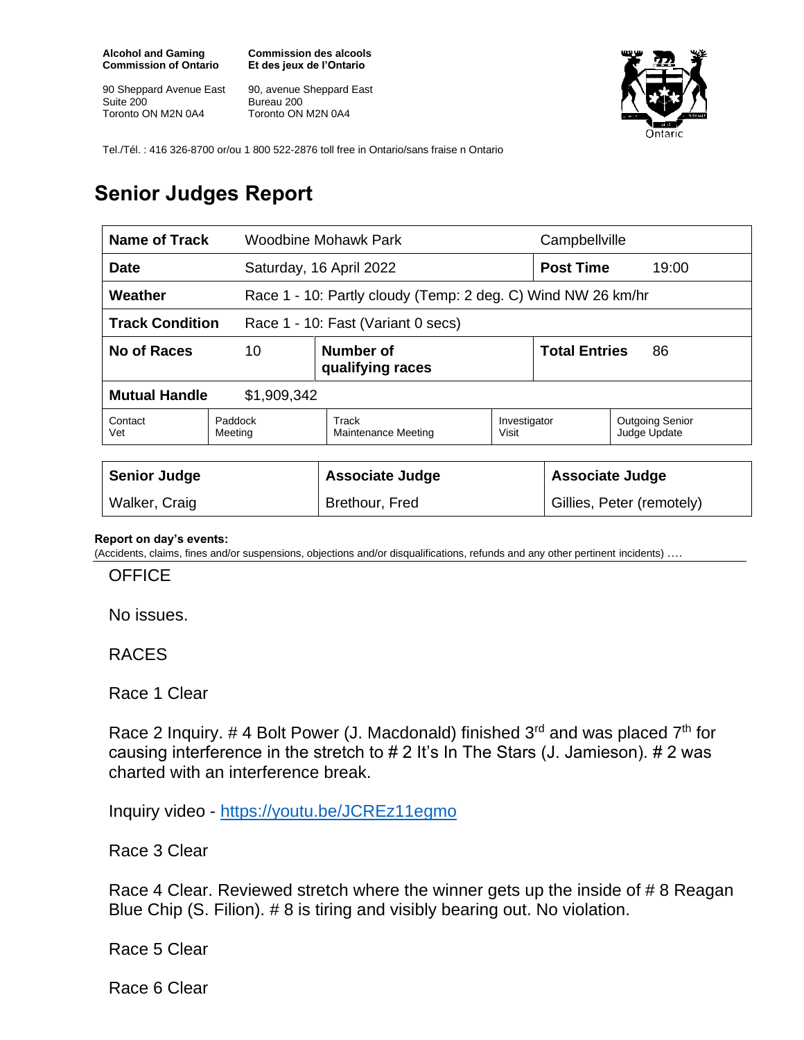**Alcohol and Gaming Commission of Ontario**

90 Sheppard Avenue East
Suite 200
Toronto ON M2N 0A4

**Commission des alcools Et des jeux de l'Ontario**

90, avenue Sheppard East
Bureau 200
Toronto ON M2N 0A4

Tel./Tél. : 416 326-8700 or/ou 1 800 522-2876 toll free in Ontario/sans fraise n Ontario

# Senior Judges Report

| **Name of Track** | Woodbine Mohawk Park | | Campbellville | |
|---|---|---|---|---|
| **Date** | Saturday, 16 April 2022 | | **Post Time** | 19:00 |
| **Weather** | Race 1 - 10: Partly cloudy (Temp: 2 deg. C) Wind NW 26 km/hr | | | |
| **Track Condition** | Race 1 - 10: Fast (Variant 0 secs) | | | |
| **No of Races** | 10 | **Number of qualifying races** | **Total Entries** | 86 |
| **Mutual Handle** | $1,909,342 | | | |

| Contact Vet | Paddock Meeting | Track Maintenance Meeting | Investigator Visit | Outgoing Senior Judge Update |
|---|---|---|---|---|

| **Senior Judge** | **Associate Judge** | **Associate Judge** |
|---|---|---|
| Walker, Craig | Brethour, Fred | Gillies, Peter (remotely) |

**Report on day's events:**
(Accidents, claims, fines and/or suspensions, objections and/or disqualifications, refunds and any other pertinent incidents) ….

OFFICE

No issues.

RACES

Race 1 Clear

Race 2 Inquiry. # 4 Bolt Power (J. Macdonald) finished 3rd and was placed 7th for causing interference in the stretch to # 2 It's In The Stars (J. Jamieson). # 2 was charted with an interference break.

Inquiry video - https://youtu.be/JCREz11egmo

Race 3 Clear

Race 4 Clear. Reviewed stretch where the winner gets up the inside of # 8 Reagan Blue Chip (S. Filion). # 8 is tiring and visibly bearing out. No violation.

Race 5 Clear

Race 6 Clear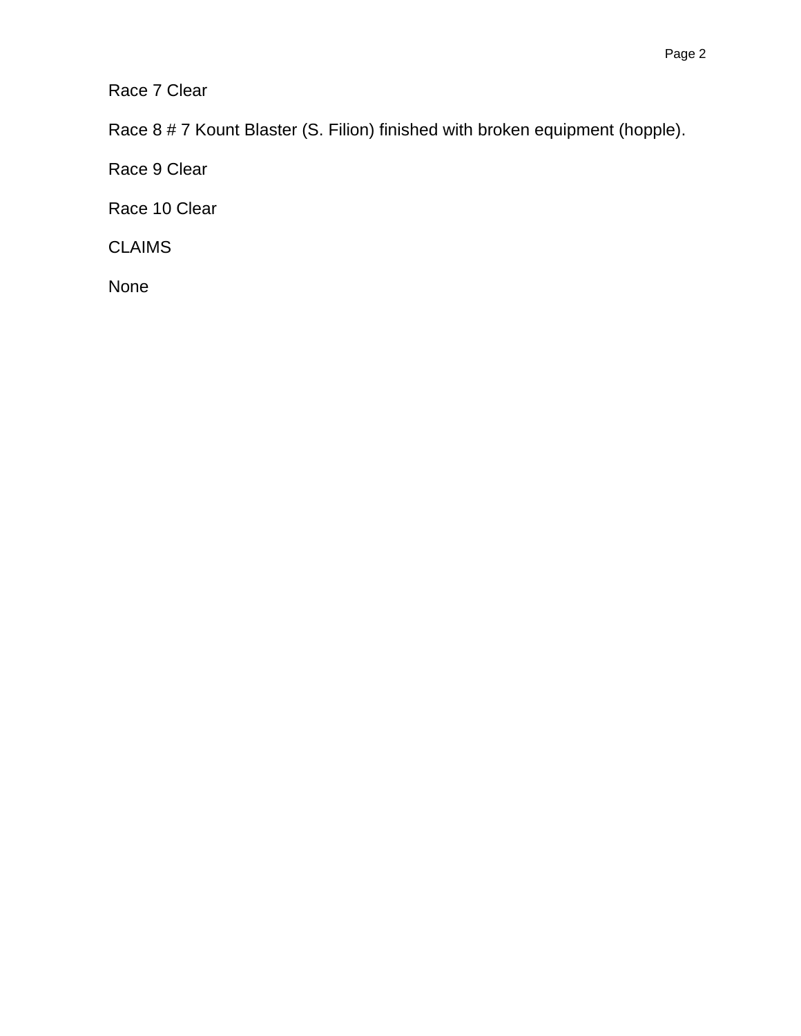Race 7 Clear

Race 8 # 7 Kount Blaster (S. Filion) finished with broken equipment (hopple).

Race 9 Clear

Race 10 Clear

CLAIMS

None